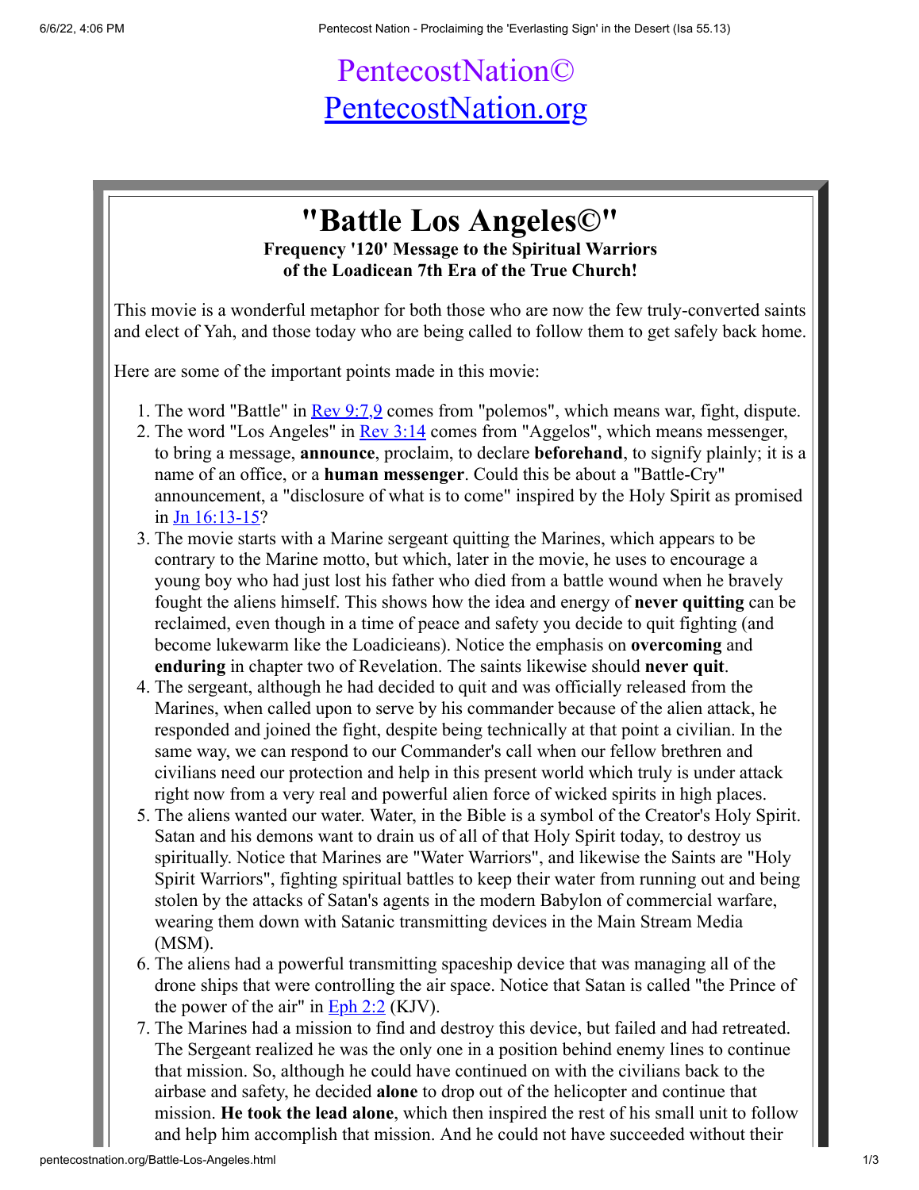PentecostNation©
[PentecostNation.org](http://PentecostNation.org)

# "Battle Los Angeles©"

**Frequency '120' Message to the Spiritual Warriors of the Loadicean 7th Era of the True Church!**

This movie is a wonderful metaphor for both those who are now the few truly-converted saints and elect of Yah, and those today who are being called to follow them to get safely back home.

Here are some of the important points made in this movie:

1. The word "Battle" in [Rev 9:7,9] comes from "polemos", which means war, fight, dispute.
2. The word "Los Angeles" in [Rev 3:14] comes from "Aggelos", which means messenger, to bring a message, **announce**, proclaim, to declare **beforehand**, to signify plainly; it is a name of an office, or a **human messenger**. Could this be about a "Battle-Cry" announcement, a "disclosure of what is to come" inspired by the Holy Spirit as promised in [Jn 16:13-15]?
3. The movie starts with a Marine sergeant quitting the Marines, which appears to be contrary to the Marine motto, but which, later in the movie, he uses to encourage a young boy who had just lost his father who died from a battle wound when he bravely fought the aliens himself. This shows how the idea and energy of **never quitting** can be reclaimed, even though in a time of peace and safety you decide to quit fighting (and become lukewarm like the Loadicieans). Notice the emphasis on **overcoming** and **enduring** in chapter two of Revelation. The saints likewise should **never quit**.
4. The sergeant, although he had decided to quit and was officially released from the Marines, when called upon to serve by his commander because of the alien attack, he responded and joined the fight, despite being technically at that point a civilian. In the same way, we can respond to our Commander's call when our fellow brethren and civilians need our protection and help in this present world which truly is under attack right now from a very real and powerful alien force of wicked spirits in high places.
5. The aliens wanted our water. Water, in the Bible is a symbol of the Creator's Holy Spirit. Satan and his demons want to drain us of all of that Holy Spirit today, to destroy us spiritually. Notice that Marines are "Water Warriors", and likewise the Saints are "Holy Spirit Warriors", fighting spiritual battles to keep their water from running out and being stolen by the attacks of Satan's agents in the modern Babylon of commercial warfare, wearing them down with Satanic transmitting devices in the Main Stream Media (MSM).
6. The aliens had a powerful transmitting spaceship device that was managing all of the drone ships that were controlling the air space. Notice that Satan is called "the Prince of the power of the air" in [Eph 2:2] (KJV).
7. The Marines had a mission to find and destroy this device, but failed and had retreated. The Sergeant realized he was the only one in a position behind enemy lines to continue that mission. So, although he could have continued on with the civilians back to the airbase and safety, he decided **alone** to drop out of the helicopter and continue that mission. **He took the lead alone**, which then inspired the rest of his small unit to follow and help him accomplish that mission. And he could not have succeeded without their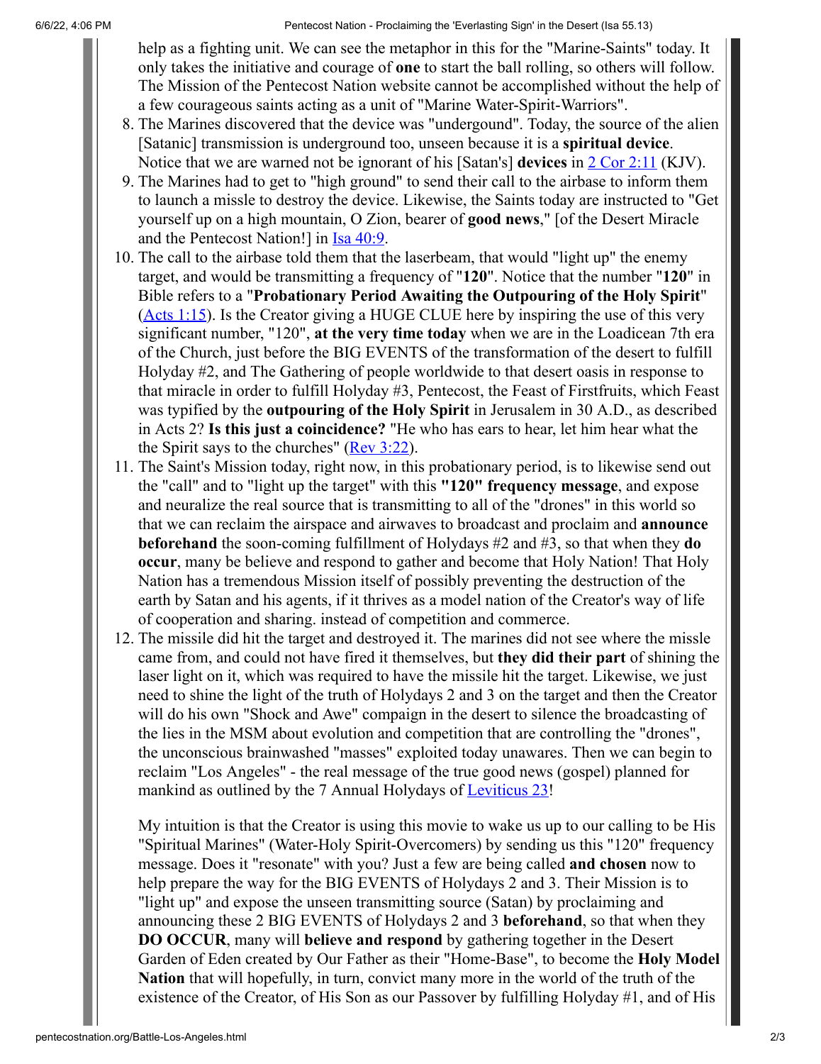help as a fighting unit. We can see the metaphor in this for the "Marine-Saints" today. It only takes the initiative and courage of **one** to start the ball rolling, so others will follow. The Mission of the Pentecost Nation website cannot be accomplished without the help of a few courageous saints acting as a unit of "Marine Water-Spirit-Warriors".

8. The Marines discovered that the device was "undergound". Today, the source of the alien [Satanic] transmission is underground too, unseen because it is a **spiritual device**. Notice that we are warned not be ignorant of his [Satan's] **devices** in 2 Cor 2:11 (KJV).
9. The Marines had to get to "high ground" to send their call to the airbase to inform them to launch a missle to destroy the device. Likewise, the Saints today are instructed to "Get yourself up on a high mountain, O Zion, bearer of **good news**," [of the Desert Miracle and the Pentecost Nation!] in Isa 40:9.
10. The call to the airbase told them that the laserbeam, that would "light up" the enemy target, and would be transmitting a frequency of "**120**". Notice that the number "**120**" in Bible refers to a "**Probationary Period Awaiting the Outpouring of the Holy Spirit**" (Acts 1:15). Is the Creator giving a HUGE CLUE here by inspiring the use of this very significant number, "120", **at the very time today** when we are in the Loadicean 7th era of the Church, just before the BIG EVENTS of the transformation of the desert to fulfill Holyday #2, and The Gathering of people worldwide to that desert oasis in response to that miracle in order to fulfill Holyday #3, Pentecost, the Feast of Firstfruits, which Feast was typified by the **outpouring of the Holy Spirit** in Jerusalem in 30 A.D., as described in Acts 2? **Is this just a coincidence?** "He who has ears to hear, let him hear what the the Spirit says to the churches" (Rev 3:22).
11. The Saint's Mission today, right now, in this probationary period, is to likewise send out the "call" and to "light up the target" with this **"120" frequency message**, and expose and neuralize the real source that is transmitting to all of the "drones" in this world so that we can reclaim the airspace and airwaves to broadcast and proclaim and **announce beforehand** the soon-coming fulfillment of Holydays #2 and #3, so that when they **do occur**, many be believe and respond to gather and become that Holy Nation! That Holy Nation has a tremendous Mission itself of possibly preventing the destruction of the earth by Satan and his agents, if it thrives as a model nation of the Creator's way of life of cooperation and sharing. instead of competition and commerce.
12. The missile did hit the target and destroyed it. The marines did not see where the missle came from, and could not have fired it themselves, but **they did their part** of shining the laser light on it, which was required to have the missile hit the target. Likewise, we just need to shine the light of the truth of Holydays 2 and 3 on the target and then the Creator will do his own "Shock and Awe" compaign in the desert to silence the broadcasting of the lies in the MSM about evolution and competition that are controlling the "drones", the unconscious brainwashed "masses" exploited today unawares. Then we can begin to reclaim "Los Angeles" - the real message of the true good news (gospel) planned for mankind as outlined by the 7 Annual Holydays of Leviticus 23!

My intuition is that the Creator is using this movie to wake us up to our calling to be His "Spiritual Marines" (Water-Holy Spirit-Overcomers) by sending us this "120" frequency message. Does it "resonate" with you? Just a few are being called **and chosen** now to help prepare the way for the BIG EVENTS of Holydays 2 and 3. Their Mission is to "light up" and expose the unseen transmitting source (Satan) by proclaiming and announcing these 2 BIG EVENTS of Holydays 2 and 3 **beforehand**, so that when they **DO OCCUR**, many will **believe and respond** by gathering together in the Desert Garden of Eden created by Our Father as their "Home-Base", to become the **Holy Model Nation** that will hopefully, in turn, convict many more in the world of the truth of the existence of the Creator, of His Son as our Passover by fulfilling Holyday #1, and of His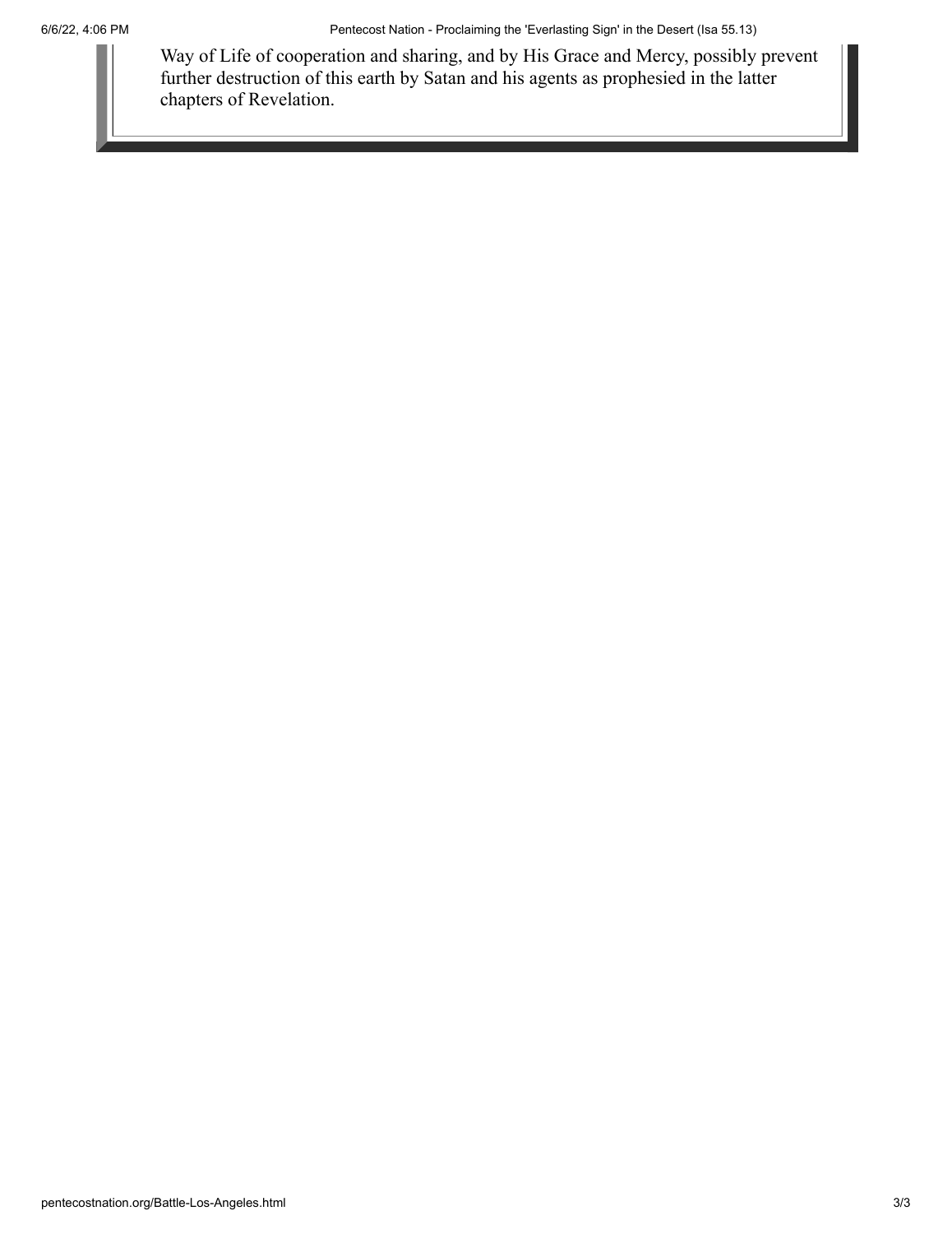Way of Life of cooperation and sharing, and by His Grace and Mercy, possibly prevent further destruction of this earth by Satan and his agents as prophesied in the latter chapters of Revelation.